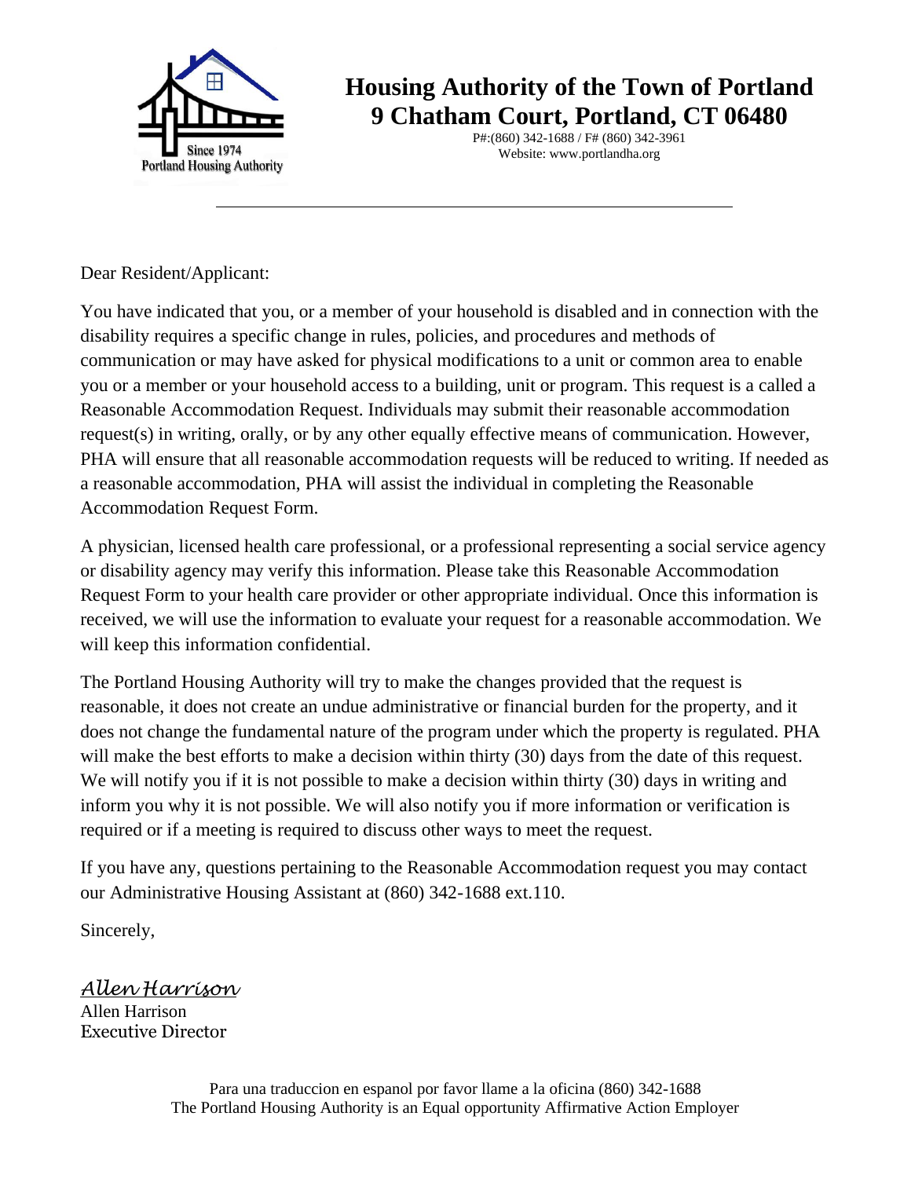# Housing Authority of the Town of Portland
## 9 Chatham Court, Portland, CT 06480

P#:(860) 342-1688 / F# (860) 342-3961
Website: www.portlandha.org

Since 1974
Portland Housing Authority

---

Dear Resident/Applicant:

You have indicated that you, or a member of your household is disabled and in connection with the disability requires a specific change in rules, policies, and procedures and methods of communication or may have asked for physical modifications to a unit or common area to enable you or a member or your household access to a building, unit or program. This request is a called a Reasonable Accommodation Request. Individuals may submit their reasonable accommodation request(s) in writing, orally, or by any other equally effective means of communication. However, PHA will ensure that all reasonable accommodation requests will be reduced to writing. If needed as a reasonable accommodation, PHA will assist the individual in completing the Reasonable Accommodation Request Form.

A physician, licensed health care professional, or a professional representing a social service agency or disability agency may verify this information. Please take this Reasonable Accommodation Request Form to your health care provider or other appropriate individual. Once this information is received, we will use the information to evaluate your request for a reasonable accommodation. We will keep this information confidential.

The Portland Housing Authority will try to make the changes provided that the request is reasonable, it does not create an undue administrative or financial burden for the property, and it does not change the fundamental nature of the program under which the property is regulated. PHA will make the best efforts to make a decision within thirty (30) days from the date of this request. We will notify you if it is not possible to make a decision within thirty (30) days in writing and inform you why it is not possible. We will also notify you if more information or verification is required or if a meeting is required to discuss other ways to meet the request.

If you have any, questions pertaining to the Reasonable Accommodation request you may contact our Administrative Housing Assistant at (860) 342-1688 ext.110.

Sincerely,

*Allen Harrison*
Allen Harrison
Executive Director

Para una traduccion en espanol por favor llame a la oficina (860) 342-1688
The Portland Housing Authority is an Equal opportunity Affirmative Action Employer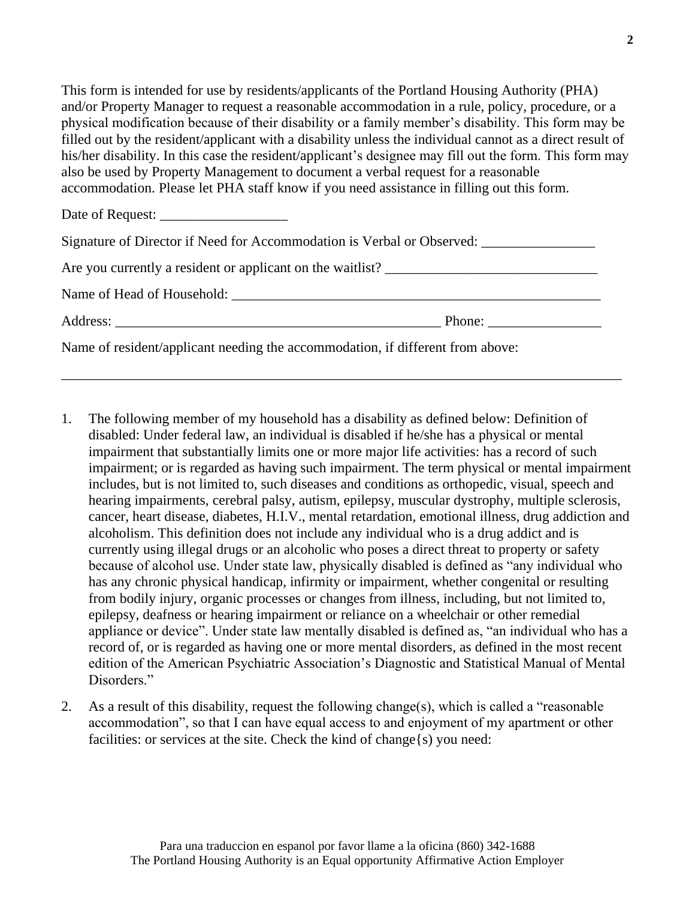This form is intended for use by residents/applicants of the Portland Housing Authority (PHA) and/or Property Manager to request a reasonable accommodation in a rule, policy, procedure, or a physical modification because of their disability or a family member's disability. This form may be filled out by the resident/applicant with a disability unless the individual cannot as a direct result of his/her disability. In this case the resident/applicant's designee may fill out the form. This form may also be used by Property Management to document a verbal request for a reasonable accommodation. Please let PHA staff know if you need assistance in filling out this form.

Date of Request: __________________

Signature of Director if Need for Accommodation is Verbal or Observed: ________________

Are you currently a resident or applicant on the waitlist? ______________________________

Name of Head of Household: ______________________________________________________

Address: ________________________________________________ Phone: ________________

Name of resident/applicant needing the accommodation, if different from above:

_____________________________________________________________________________________

1. The following member of my household has a disability as defined below: Definition of disabled: Under federal law, an individual is disabled if he/she has a physical or mental impairment that substantially limits one or more major life activities: has a record of such impairment; or is regarded as having such impairment. The term physical or mental impairment includes, but is not limited to, such diseases and conditions as orthopedic, visual, speech and hearing impairments, cerebral palsy, autism, epilepsy, muscular dystrophy, multiple sclerosis, cancer, heart disease, diabetes, H.I.V., mental retardation, emotional illness, drug addiction and alcoholism. This definition does not include any individual who is a drug addict and is currently using illegal drugs or an alcoholic who poses a direct threat to property or safety because of alcohol use. Under state law, physically disabled is defined as "any individual who has any chronic physical handicap, infirmity or impairment, whether congenital or resulting from bodily injury, organic processes or changes from illness, including, but not limited to, epilepsy, deafness or hearing impairment or reliance on a wheelchair or other remedial appliance or device". Under state law mentally disabled is defined as, "an individual who has a record of, or is regarded as having one or more mental disorders, as defined in the most recent edition of the American Psychiatric Association's Diagnostic and Statistical Manual of Mental Disorders."

2. As a result of this disability, request the following change(s), which is called a "reasonable accommodation", so that I can have equal access to and enjoyment of my apartment or other facilities: or services at the site. Check the kind of change{s) you need:

Para una traduccion en espanol por favor llame a la oficina (860) 342-1688
The Portland Housing Authority is an Equal opportunity Affirmative Action Employer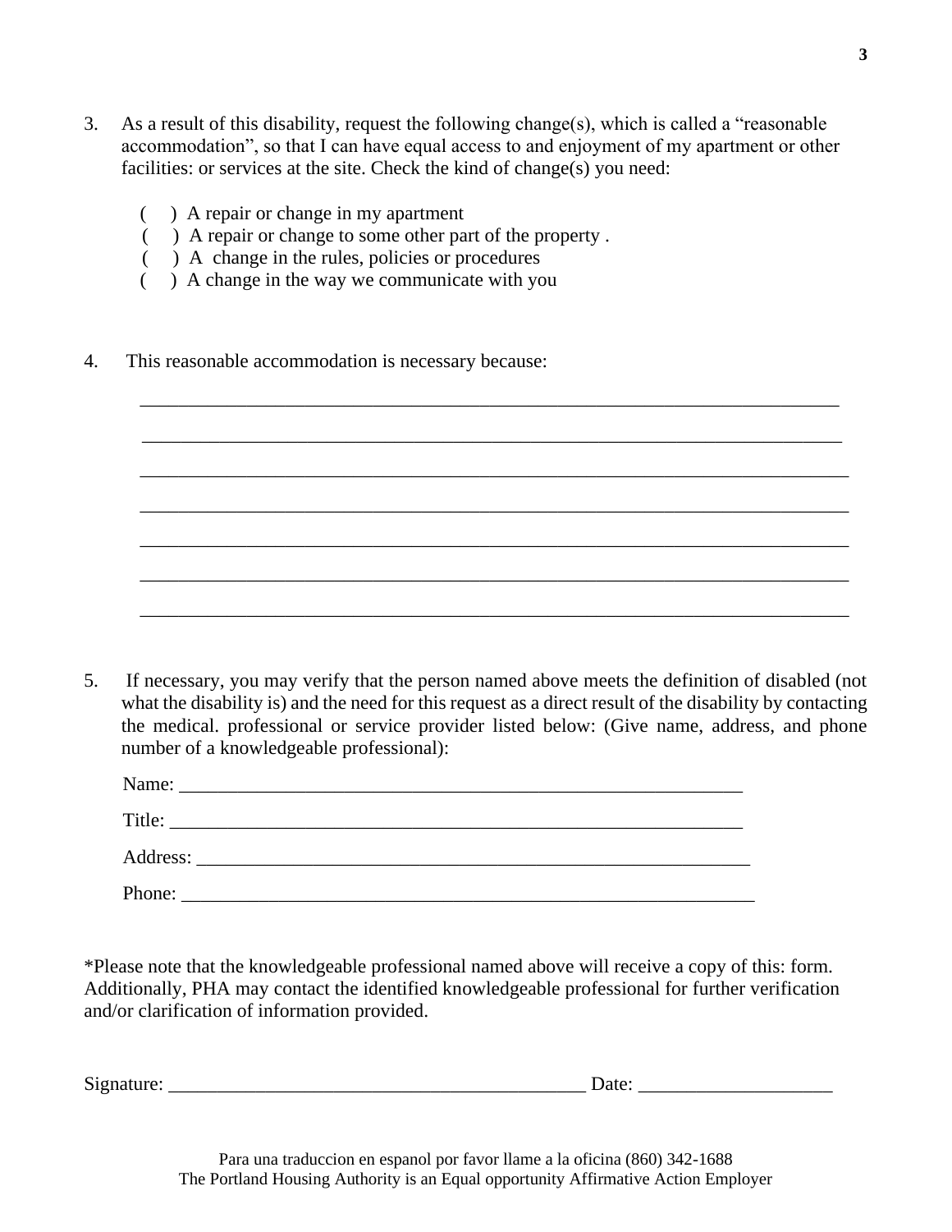3. As a result of this disability, request the following change(s), which is called a "reasonable accommodation", so that I can have equal access to and enjoyment of my apartment or other facilities: or services at the site. Check the kind of change(s) you need:

   ( ) A repair or change in my apartment
   ( ) A repair or change to some other part of the property .
   ( ) A change in the rules, policies or procedures
   ( ) A change in the way we communicate with you

4. This reasonable accommodation is necessary because:

   ___________________________________________________________________________

   ___________________________________________________________________________

   ___________________________________________________________________________

   ___________________________________________________________________________

   ___________________________________________________________________________

   ___________________________________________________________________________

   ___________________________________________________________________________

5. If necessary, you may verify that the person named above meets the definition of disabled (not what the disability is) and the need for this request as a direct result of the disability by contacting the medical. professional or service provider listed below: (Give name, address, and phone number of a knowledgeable professional):

   Name: ____________________________________________________________

   Title: ____________________________________________________________

   Address: __________________________________________________________

   Phone: ____________________________________________________________

*Please note that the knowledgeable professional named above will receive a copy of this: form. Additionally, PHA may contact the identified knowledgeable professional for further verification and/or clarification of information provided.

Signature: ____________________________________________ Date: ____________________

Para una traduccion en espanol por favor llame a la oficina (860) 342-1688
The Portland Housing Authority is an Equal opportunity Affirmative Action Employer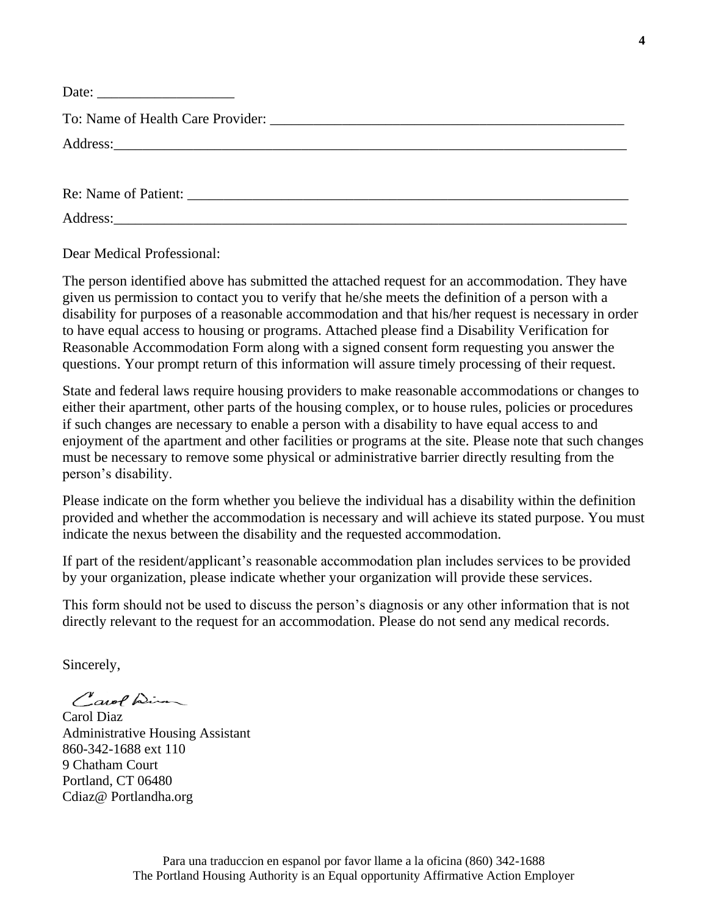Date: ___________________

To: Name of Health Care Provider: ___________________________________________________

Address:___________________________________________________________________________

Re: Name of Patient: ______________________________________________________________

Address:___________________________________________________________________________

Dear Medical Professional:

The person identified above has submitted the attached request for an accommodation. They have given us permission to contact you to verify that he/she meets the definition of a person with a disability for purposes of a reasonable accommodation and that his/her request is necessary in order to have equal access to housing or programs. Attached please find a Disability Verification for Reasonable Accommodation Form along with a signed consent form requesting you answer the questions. Your prompt return of this information will assure timely processing of their request.

State and federal laws require housing providers to make reasonable accommodations or changes to either their apartment, other parts of the housing complex, or to house rules, policies or procedures if such changes are necessary to enable a person with a disability to have equal access to and enjoyment of the apartment and other facilities or programs at the site. Please note that such changes must be necessary to remove some physical or administrative barrier directly resulting from the person's disability.

Please indicate on the form whether you believe the individual has a disability within the definition provided and whether the accommodation is necessary and will achieve its stated purpose. You must indicate the nexus between the disability and the requested accommodation.

If part of the resident/applicant's reasonable accommodation plan includes services to be provided by your organization, please indicate whether your organization will provide these services.

This form should not be used to discuss the person's diagnosis or any other information that is not directly relevant to the request for an accommodation. Please do not send any medical records.

Sincerely,

Carol Diaz
Administrative Housing Assistant
860-342-1688 ext 110
9 Chatham Court
Portland, CT 06480
Cdiaz@ Portlandha.org

Para una traduccion en espanol por favor llame a la oficina (860) 342-1688
The Portland Housing Authority is an Equal opportunity Affirmative Action Employer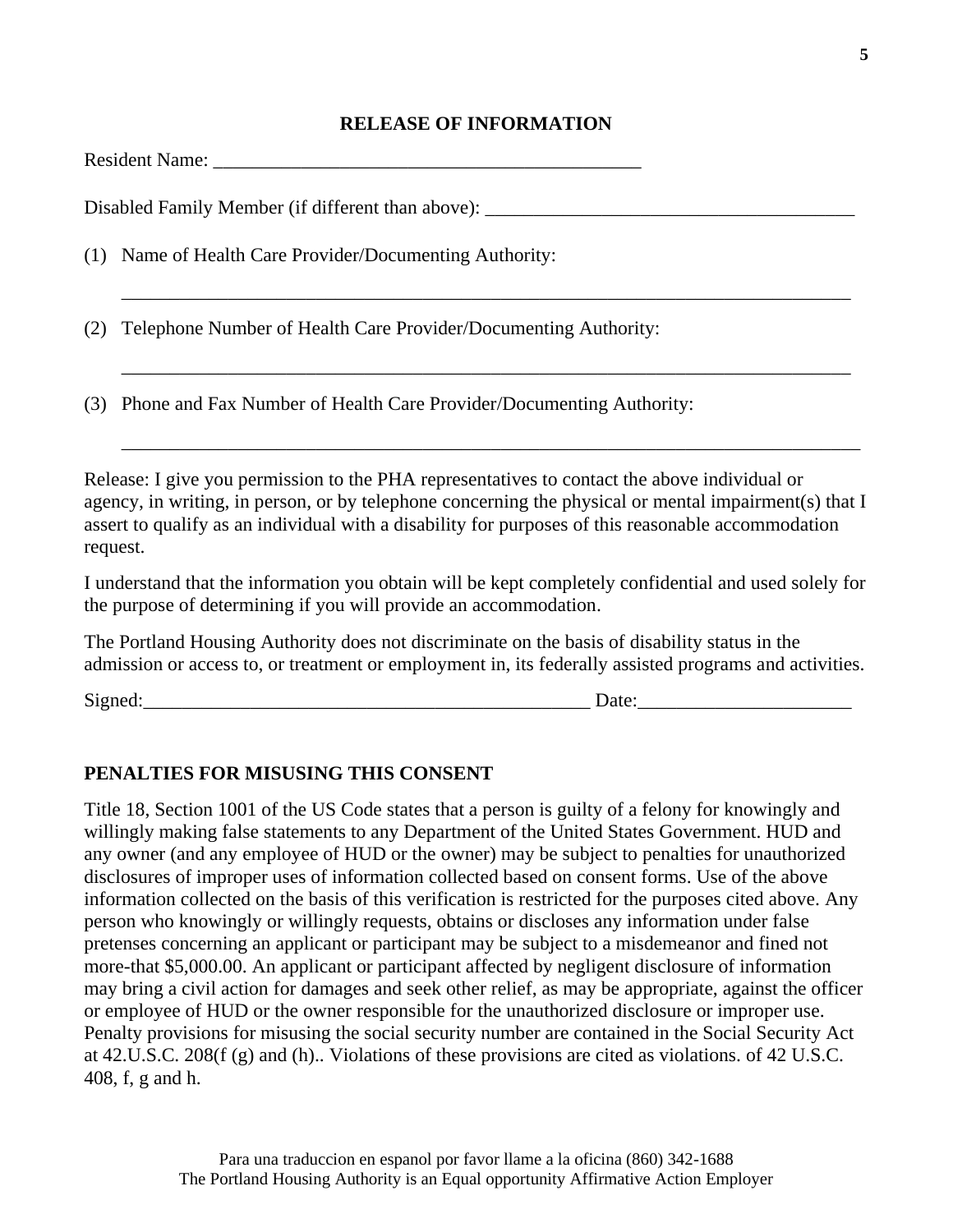## RELEASE OF INFORMATION

Resident Name: _____________________________________________

Disabled Family Member (if different than above): ______________________________________

(1) Name of Health Care Provider/Documenting Authority:

_____________________________________________________________________________

(2) Telephone Number of Health Care Provider/Documenting Authority:

_____________________________________________________________________________

(3) Phone and Fax Number of Health Care Provider/Documenting Authority:

_____________________________________________________________________________

Release: I give you permission to the PHA representatives to contact the above individual or agency, in writing, in person, or by telephone concerning the physical or mental impairment(s) that I assert to qualify as an individual with a disability for purposes of this reasonable accommodation request.

I understand that the information you obtain will be kept completely confidential and used solely for the purpose of determining if you will provide an accommodation.

The Portland Housing Authority does not discriminate on the basis of disability status in the admission or access to, or treatment or employment in, its federally assisted programs and activities.

Signed:_______________________________________________ Date:______________________

### PENALTIES FOR MISUSING THIS CONSENT

Title 18, Section 1001 of the US Code states that a person is guilty of a felony for knowingly and willingly making false statements to any Department of the United States Government. HUD and any owner (and any employee of HUD or the owner) may be subject to penalties for unauthorized disclosures of improper uses of information collected based on consent forms. Use of the above information collected on the basis of this verification is restricted for the purposes cited above. Any person who knowingly or willingly requests, obtains or discloses any information under false pretenses concerning an applicant or participant may be subject to a misdemeanor and fined not more-that $5,000.00. An applicant or participant affected by negligent disclosure of information may bring a civil action for damages and seek other relief, as may be appropriate, against the officer or employee of HUD or the owner responsible for the unauthorized disclosure or improper use. Penalty provisions for misusing the social security number are contained in the Social Security Act at 42.U.S.C. 208(f (g) and (h).. Violations of these provisions are cited as violations. of 42 U.S.C. 408, f, g and h.

Para una traduccion en espanol por favor llame a la oficina (860) 342-1688
The Portland Housing Authority is an Equal opportunity Affirmative Action Employer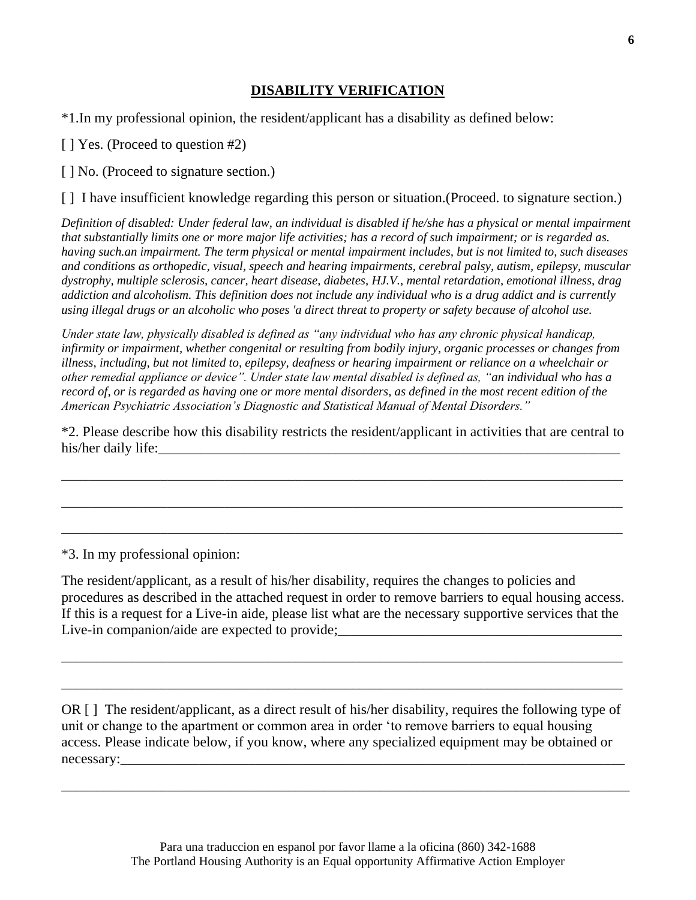## DISABILITY VERIFICATION

*1.In my professional opinion, the resident/applicant has a disability as defined below:

[ ] Yes. (Proceed to question #2)

[ ] No. (Proceed to signature section.)

[ ] I have insufficient knowledge regarding this person or situation.(Proceed. to signature section.)

*Definition of disabled: Under federal law, an individual is disabled if he/she has a physical or mental impairment that substantially limits one or more major life activities; has a record of such impairment; or is regarded as. having such.an impairment. The term physical or mental impairment includes, but is not limited to, such diseases and conditions as orthopedic, visual, speech and hearing impairments, cerebral palsy, autism, epilepsy, muscular dystrophy, multiple sclerosis, cancer, heart disease, diabetes, HJ.V., mental retardation, emotional illness, drag addiction and alcoholism. This definition does not include any individual who is a drug addict and is currently using illegal drugs or an alcoholic who poses 'a direct threat to property or safety because of alcohol use.*

*Under state law, physically disabled is defined as "any individual who has any chronic physical handicap, infirmity or impairment, whether congenital or resulting from bodily injury, organic processes or changes from illness, including, but not limited to, epilepsy, deafness or hearing impairment or reliance on a wheelchair or other remedial appliance or device". Under state law mental disabled is defined as, "an individual who has a record of, or is regarded as having one or more mental disorders, as defined in the most recent edition of the American Psychiatric Association's Diagnostic and Statistical Manual of Mental Disorders."*

*2. Please describe how this disability restricts the resident/applicant in activities that are central to his/her daily life:___________________________________________________________________

___________________________________________________________________________________

___________________________________________________________________________________

___________________________________________________________________________________

*3. In my professional opinion:

The resident/applicant, as a result of his/her disability, requires the changes to policies and procedures as described in the attached request in order to remove barriers to equal housing access. If this is a request for a Live-in aide, please list what are the necessary supportive services that the Live-in companion/aide are expected to provide;________________________________________

___________________________________________________________________________________

___________________________________________________________________________________

OR [ ] The resident/applicant, as a direct result of his/her disability, requires the following type of unit or change to the apartment or common area in order 'to remove barriers to equal housing access. Please indicate below, if you know, where any specialized equipment may be obtained or necessary:___________________________________________________________________________

___________________________________________________________________________________

Para una traduccion en espanol por favor llame a la oficina (860) 342-1688
The Portland Housing Authority is an Equal opportunity Affirmative Action Employer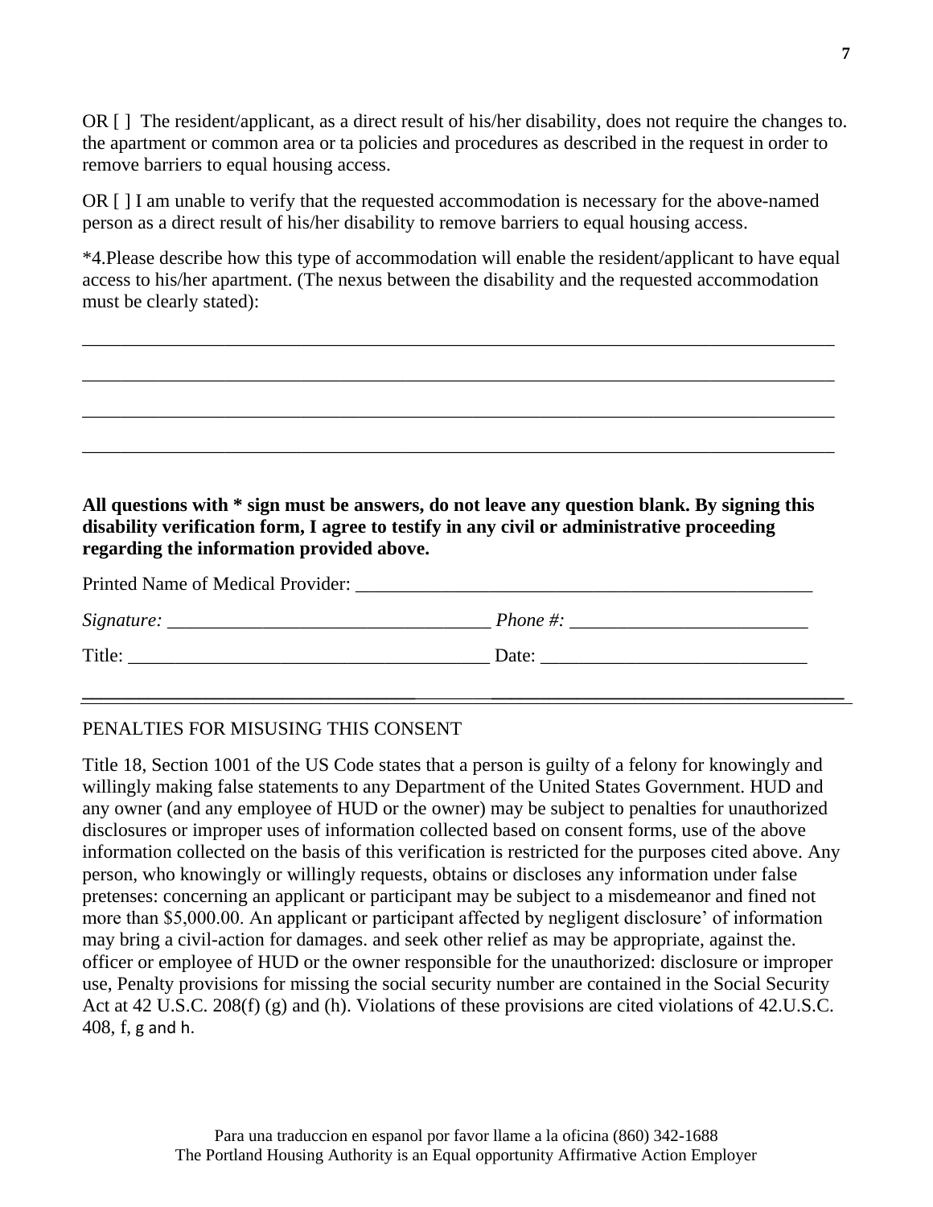OR [ ]  The resident/applicant, as a direct result of his/her disability, does not require the changes to. the apartment or common area or ta policies and procedures as described in the request in order to remove barriers to equal housing access.

OR [ ] I am unable to verify that the requested accommodation is necessary for the above-named person as a direct result of his/her disability to remove barriers to equal housing access.

*4.Please describe how this type of accommodation will enable the resident/applicant to have equal access to his/her apartment. (The nexus between the disability and the requested accommodation must be clearly stated):

_______________________________________________________________________________

_______________________________________________________________________________

_______________________________________________________________________________

_______________________________________________________________________________

**All questions with * sign must be answers, do not leave any question blank. By signing this disability verification form, I agree to testify in any civil or administrative proceeding regarding the information provided above.**

Printed Name of Medical Provider: ________________________________________________

*Signature:* _________________________________ *Phone #:* _________________________

Title: ______________________________________ Date: ____________________________

PENALTIES FOR MISUSING THIS CONSENT

Title 18, Section 1001 of the US Code states that a person is guilty of a felony for knowingly and willingly making false statements to any Department of the United States Government. HUD and any owner (and any employee of HUD or the owner) may be subject to penalties for unauthorized disclosures or improper uses of information collected based on consent forms, use of the above information collected on the basis of this verification is restricted for the purposes cited above. Any person, who knowingly or willingly requests, obtains or discloses any information under false pretenses: concerning an applicant or participant may be subject to a misdemeanor and fined not more than $5,000.00. An applicant or participant affected by negligent disclosure' of information may bring a civil-action for damages. and seek other relief as may be appropriate, against the. officer or employee of HUD or the owner responsible for the unauthorized: disclosure or improper use, Penalty provisions for missing the social security number are contained in the Social Security Act at 42 U.S.C. 208(f) (g) and (h). Violations of these provisions are cited violations of 42.U.S.C. 408, f, g and h.

Para una traduccion en espanol por favor llame a la oficina (860) 342-1688
The Portland Housing Authority is an Equal opportunity Affirmative Action Employer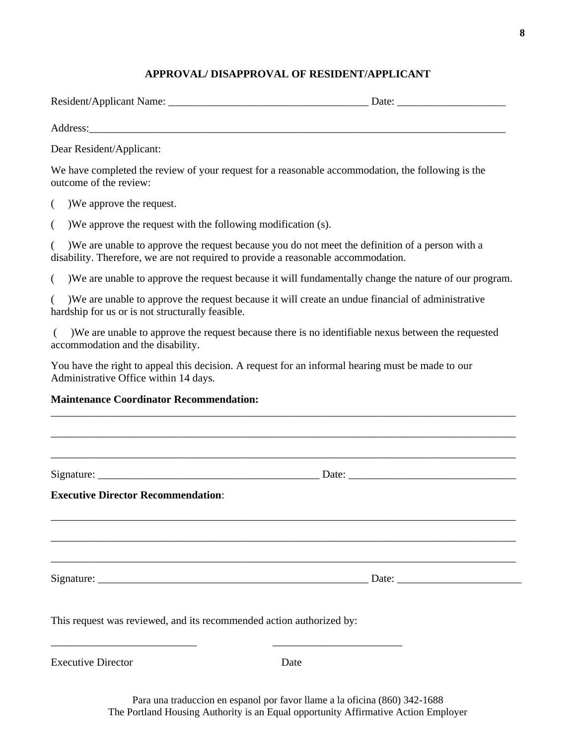## APPROVAL/ DISAPPROVAL OF RESIDENT/APPLICANT

Resident/Applicant Name: _____________________________________ Date: ____________________

Address:_______________________________________________________________________________

Dear Resident/Applicant:

We have completed the review of your request for a reasonable accommodation, the following is the outcome of the review:

(     )We approve the request.

(     )We approve the request with the following modification (s).

(     )We are unable to approve the request because you do not meet the definition of a person with a disability. Therefore, we are not required to provide a reasonable accommodation.

(     )We are unable to approve the request because it will fundamentally change the nature of our program.

(     )We are unable to approve the request because it will create an undue financial of administrative hardship for us or is not structurally feasible.

(     )We are unable to approve the request because there is no identifiable nexus between the requested accommodation and the disability.

You have the right to appeal this decision. A request for an informal hearing must be made to our Administrative Office within 14 days.

**Maintenance Coordinator Recommendation:**

_____________________________________________________________________________________

_____________________________________________________________________________________

_____________________________________________________________________________________

Signature: _________________________________________ Date: _______________________________

**Executive Director Recommendation**:

_____________________________________________________________________________________

_____________________________________________________________________________________

_____________________________________________________________________________________

Signature: ___________________________________________________ Date: _______________________

This request was reviewed, and its recommended action authorized by:

___________________________          ________________________

Executive Director          Date

Para una traduccion en espanol por favor llame a la oficina (860) 342-1688
The Portland Housing Authority is an Equal opportunity Affirmative Action Employer